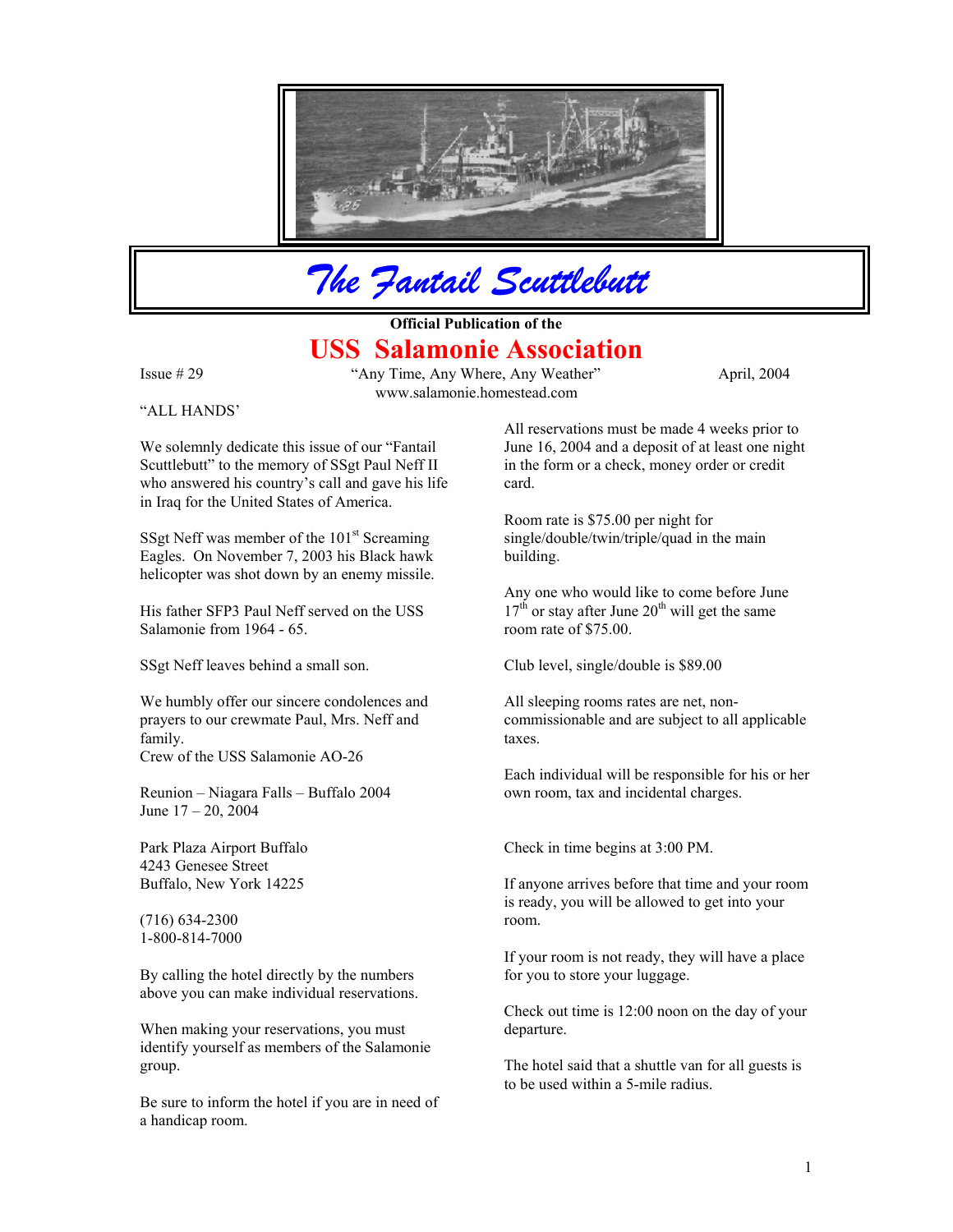# The Fantail Scuttlebutt

**Official Publication of the**

## USS Salamonie Association

Issue # 29 — "Any Time, Any Where, Any Weather" — April, 2004

www.salamonie.homestead.com

"ALL HANDS'

We solemnly dedicate this issue of our "Fantail Scuttlebutt" to the memory of SSgt Paul Neff II who answered his country's call and gave his life in Iraq for the United States of America.

SSgt Neff was member of the 101st Screaming Eagles. On November 7, 2003 his Black hawk helicopter was shot down by an enemy missile.

His father SFP3 Paul Neff served on the USS Salamonie from 1964 - 65.

SSgt Neff leaves behind a small son.

We humbly offer our sincere condolences and prayers to our crewmate Paul, Mrs. Neff and family.
Crew of the USS Salamonie AO-26

Reunion – Niagara Falls – Buffalo 2004
June 17 – 20, 2004

Park Plaza Airport Buffalo
4243 Genesee Street
Buffalo, New York 14225

(716) 634-2300
1-800-814-7000

By calling the hotel directly by the numbers above you can make individual reservations.

When making your reservations, you must identify yourself as members of the Salamonie group.

Be sure to inform the hotel if you are in need of a handicap room.

All reservations must be made 4 weeks prior to June 16, 2004 and a deposit of at least one night in the form or a check, money order or credit card.

Room rate is $75.00 per night for single/double/twin/triple/quad in the main building.

Any one who would like to come before June 17th or stay after June 20th will get the same room rate of $75.00.

Club level, single/double is $89.00

All sleeping rooms rates are net, non-commissionable and are subject to all applicable taxes.

Each individual will be responsible for his or her own room, tax and incidental charges.

Check in time begins at 3:00 PM.

If anyone arrives before that time and your room is ready, you will be allowed to get into your room.

If your room is not ready, they will have a place for you to store your luggage.

Check out time is 12:00 noon on the day of your departure.

The hotel said that a shuttle van for all guests is to be used within a 5-mile radius.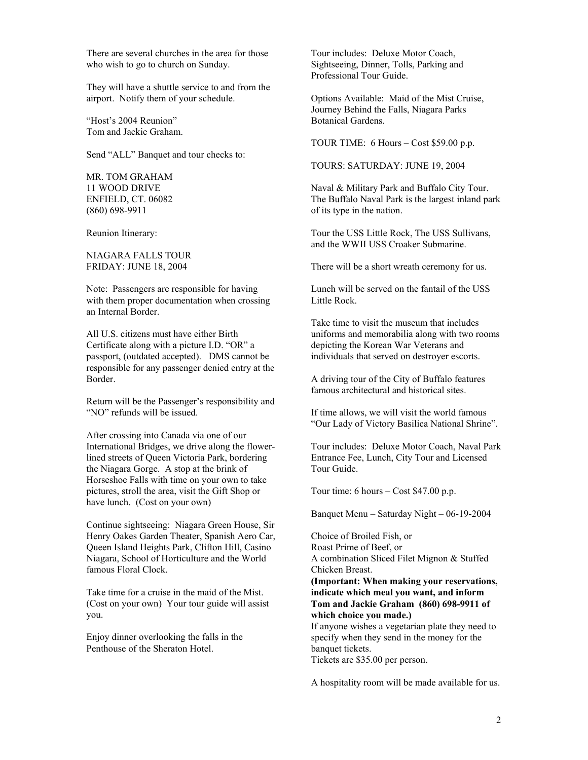There are several churches in the area for those who wish to go to church on Sunday.

They will have a shuttle service to and from the airport. Notify them of your schedule.

"Host's 2004 Reunion"
Tom and Jackie Graham.

Send "ALL" Banquet and tour checks to:

MR. TOM GRAHAM
11 WOOD DRIVE
ENFIELD, CT. 06082
(860) 698-9911

Reunion Itinerary:

NIAGARA FALLS TOUR
FRIDAY: JUNE 18, 2004

Note: Passengers are responsible for having with them proper documentation when crossing an Internal Border.

All U.S. citizens must have either Birth Certificate along with a picture I.D. "OR" a passport, (outdated accepted). DMS cannot be responsible for any passenger denied entry at the Border.

Return will be the Passenger's responsibility and "NO" refunds will be issued.

After crossing into Canada via one of our International Bridges, we drive along the flower-lined streets of Queen Victoria Park, bordering the Niagara Gorge. A stop at the brink of Horseshoe Falls with time on your own to take pictures, stroll the area, visit the Gift Shop or have lunch. (Cost on your own)

Continue sightseeing: Niagara Green House, Sir Henry Oakes Garden Theater, Spanish Aero Car, Queen Island Heights Park, Clifton Hill, Casino Niagara, School of Horticulture and the World famous Floral Clock.

Take time for a cruise in the maid of the Mist. (Cost on your own) Your tour guide will assist you.

Enjoy dinner overlooking the falls in the Penthouse of the Sheraton Hotel.

Tour includes: Deluxe Motor Coach, Sightseeing, Dinner, Tolls, Parking and Professional Tour Guide.

Options Available: Maid of the Mist Cruise, Journey Behind the Falls, Niagara Parks Botanical Gardens.

TOUR TIME: 6 Hours – Cost $59.00 p.p.

TOURS: SATURDAY: JUNE 19, 2004

Naval & Military Park and Buffalo City Tour. The Buffalo Naval Park is the largest inland park of its type in the nation.

Tour the USS Little Rock, The USS Sullivans, and the WWII USS Croaker Submarine.

There will be a short wreath ceremony for us.

Lunch will be served on the fantail of the USS Little Rock.

Take time to visit the museum that includes uniforms and memorabilia along with two rooms depicting the Korean War Veterans and individuals that served on destroyer escorts.

A driving tour of the City of Buffalo features famous architectural and historical sites.

If time allows, we will visit the world famous "Our Lady of Victory Basilica National Shrine".

Tour includes: Deluxe Motor Coach, Naval Park Entrance Fee, Lunch, City Tour and Licensed Tour Guide.

Tour time: 6 hours – Cost $47.00 p.p.

Banquet Menu – Saturday Night – 06-19-2004

Choice of Broiled Fish, or
Roast Prime of Beef, or
A combination Sliced Filet Mignon & Stuffed Chicken Breast.

**(Important: When making your reservations, indicate which meal you want, and inform Tom and Jackie Graham (860) 698-9911 of which choice you made.)**

If anyone wishes a vegetarian plate they need to specify when they send in the money for the banquet tickets.
Tickets are $35.00 per person.

A hospitality room will be made available for us.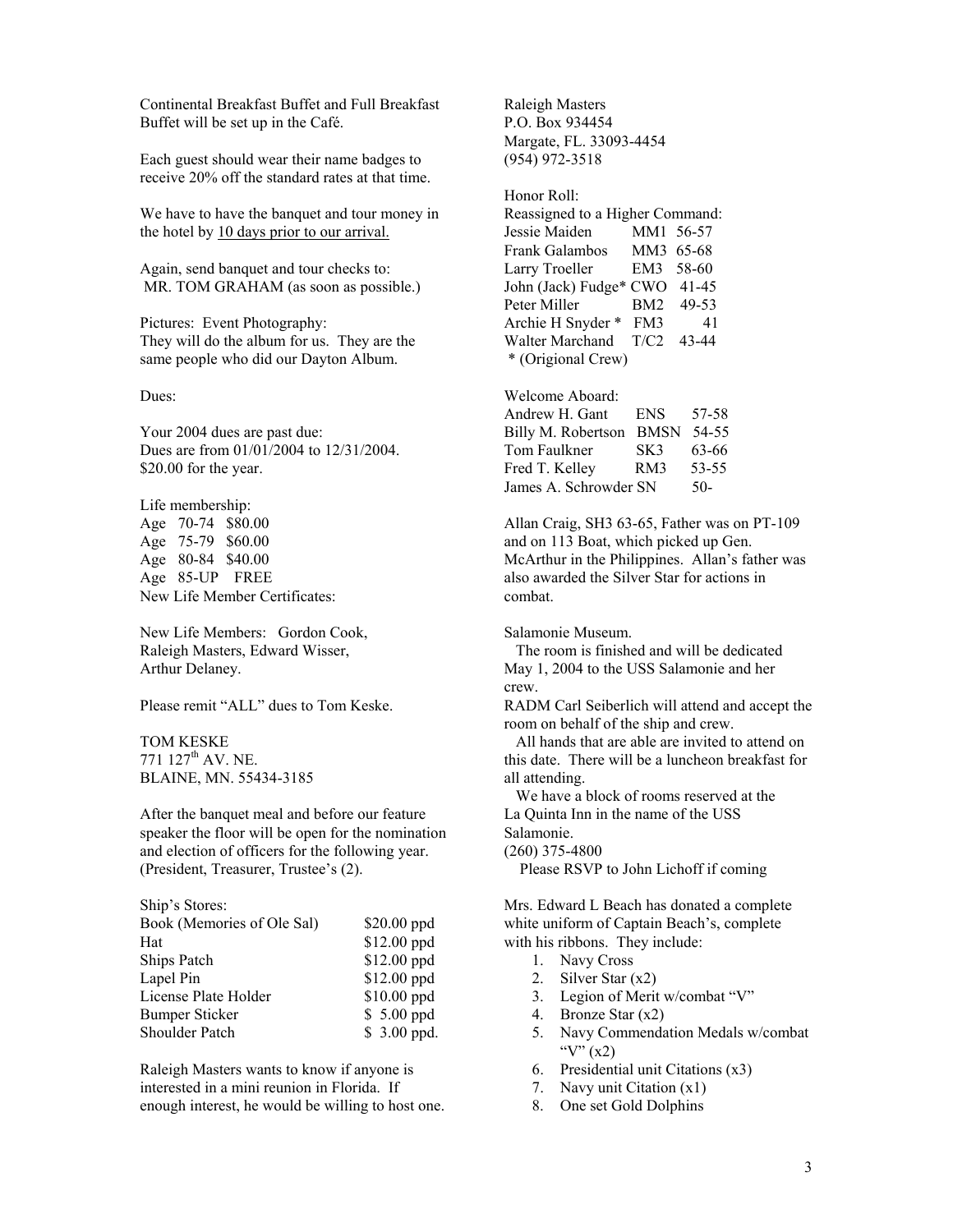Continental Breakfast Buffet and Full Breakfast Buffet will be set up in the Café.

Each guest should wear their name badges to receive 20% off the standard rates at that time.

We have to have the banquet and tour money in the hotel by <u>10 days prior to our arrival.</u>

Again, send banquet and tour checks to:
MR. TOM GRAHAM (as soon as possible.)

Pictures: Event Photography:
They will do the album for us. They are the same people who did our Dayton Album.

Dues:

Your 2004 dues are past due:
Dues are from 01/01/2004 to 12/31/2004.
$20.00 for the year.

Life membership:

| Age | |
|---|---|
| Age 70-74 | $80.00 |
| Age 75-79 | $60.00 |
| Age 80-84 | $40.00 |
| Age 85-UP | FREE |

New Life Member Certificates:

New Life Members: Gordon Cook, Raleigh Masters, Edward Wisser, Arthur Delaney.

Please remit "ALL" dues to Tom Keske.

TOM KESKE
771 127th AV. NE.
BLAINE, MN. 55434-3185

After the banquet meal and before our feature speaker the floor will be open for the nomination and election of officers for the following year. (President, Treasurer, Trustee's (2).

Ship's Stores:

| Item | Price |
|---|---|
| Book (Memories of Ole Sal) | $20.00 ppd |
| Hat | $12.00 ppd |
| Ships Patch | $12.00 ppd |
| Lapel Pin | $12.00 ppd |
| License Plate Holder | $10.00 ppd |
| Bumper Sticker | $ 5.00 ppd |
| Shoulder Patch | $ 3.00 ppd. |

Raleigh Masters wants to know if anyone is interested in a mini reunion in Florida. If enough interest, he would be willing to host one.

Raleigh Masters
P.O. Box 934454
Margate, FL. 33093-4454
(954) 972-3518

Honor Roll:
Reassigned to a Higher Command:

| Name | Rate | Years |
|---|---|---|
| Jessie Maiden | MM1 | 56-57 |
| Frank Galambos | MM3 | 65-68 |
| Larry Troeller | EM3 | 58-60 |
| John (Jack) Fudge* | CWO | 41-45 |
| Peter Miller | BM2 | 49-53 |
| Archie H Snyder * | FM3 | 41 |
| Walter Marchand | T/C2 | 43-44 |

\* (Origional Crew)

Welcome Aboard:

| Name | Rate | Years |
|---|---|---|
| Andrew H. Gant | ENS | 57-58 |
| Billy M. Robertson | BMSN | 54-55 |
| Tom Faulkner | SK3 | 63-66 |
| Fred T. Kelley | RM3 | 53-55 |
| James A. Schrowder | SN | 50- |

Allan Craig, SH3 63-65, Father was on PT-109 and on 113 Boat, which picked up Gen. McArthur in the Philippines. Allan's father was also awarded the Silver Star for actions in combat.

Salamonie Museum.

The room is finished and will be dedicated May 1, 2004 to the USS Salamonie and her crew.

RADM Carl Seiberlich will attend and accept the room on behalf of the ship and crew.

All hands that are able are invited to attend on this date. There will be a luncheon breakfast for all attending.

We have a block of rooms reserved at the La Quinta Inn in the name of the USS Salamonie.
(260) 375-4800

Please RSVP to John Lichoff if coming

Mrs. Edward L Beach has donated a complete white uniform of Captain Beach's, complete with his ribbons. They include:

1. Navy Cross
2. Silver Star (x2)
3. Legion of Merit w/combat "V"
4. Bronze Star (x2)
5. Navy Commendation Medals w/combat "V" (x2)
6. Presidential unit Citations (x3)
7. Navy unit Citation (x1)
8. One set Gold Dolphins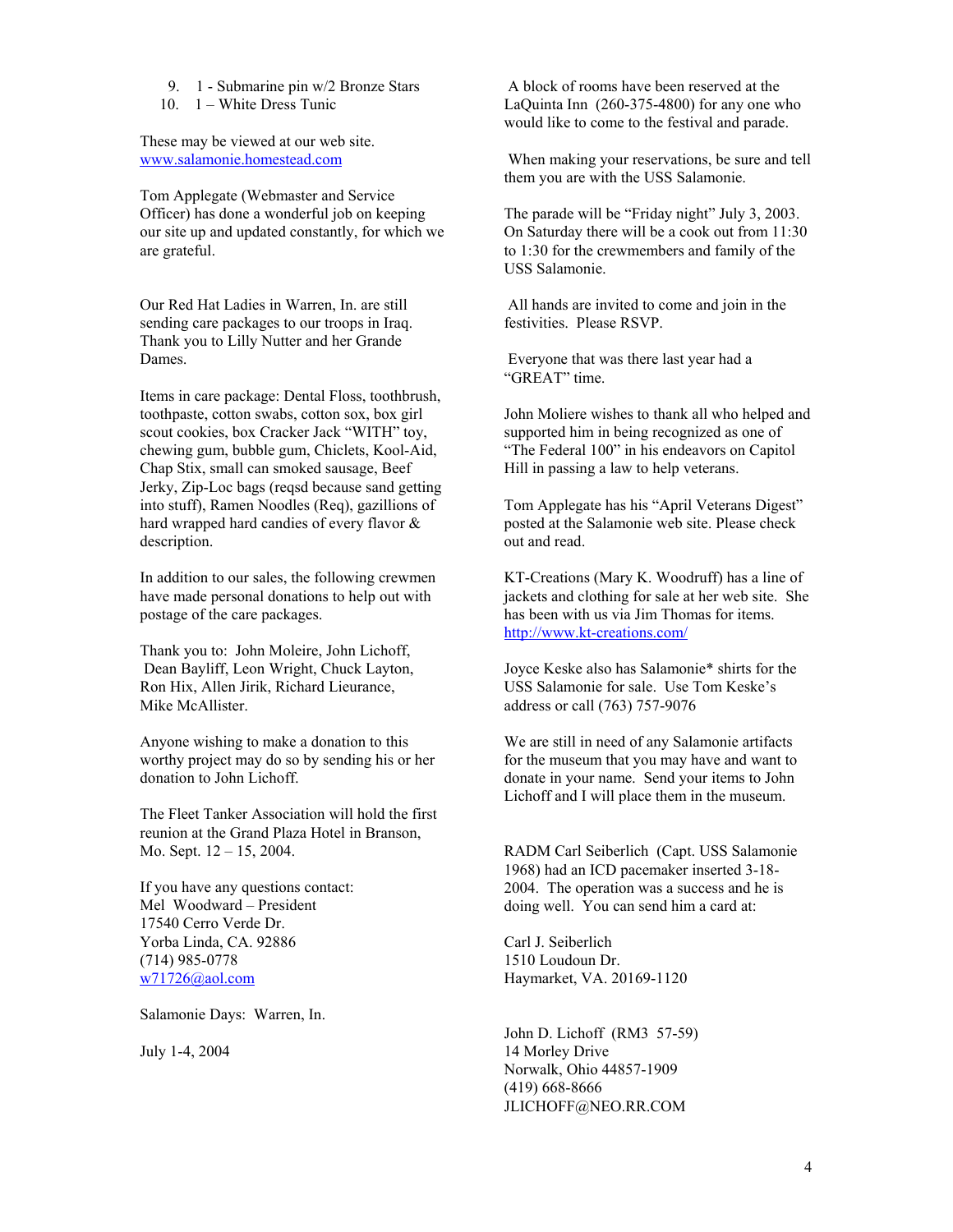9. 1 - Submarine pin w/2 Bronze Stars
10. 1 – White Dress Tunic

These may be viewed at our web site.
www.salamonie.homestead.com

Tom Applegate (Webmaster and Service Officer) has done a wonderful job on keeping our site up and updated constantly, for which we are grateful.

Our Red Hat Ladies in Warren, In. are still sending care packages to our troops in Iraq. Thank you to Lilly Nutter and her Grande Dames.

Items in care package: Dental Floss, toothbrush, toothpaste, cotton swabs, cotton sox, box girl scout cookies, box Cracker Jack "WITH" toy, chewing gum, bubble gum, Chiclets, Kool-Aid, Chap Stix, small can smoked sausage, Beef Jerky, Zip-Loc bags (reqsd because sand getting into stuff), Ramen Noodles (Req), gazillions of hard wrapped hard candies of every flavor & description.

In addition to our sales, the following crewmen have made personal donations to help out with postage of the care packages.

Thank you to: John Moleire, John Lichoff, Dean Bayliff, Leon Wright, Chuck Layton, Ron Hix, Allen Jirik, Richard Lieurance, Mike McAllister.

Anyone wishing to make a donation to this worthy project may do so by sending his or her donation to John Lichoff.

The Fleet Tanker Association will hold the first reunion at the Grand Plaza Hotel in Branson, Mo. Sept. 12 – 15, 2004.

If you have any questions contact:
Mel Woodward – President
17540 Cerro Verde Dr.
Yorba Linda, CA. 92886
(714) 985-0778
w71726@aol.com

Salamonie Days: Warren, In.

July 1-4, 2004

A block of rooms have been reserved at the LaQuinta Inn (260-375-4800) for any one who would like to come to the festival and parade.

When making your reservations, be sure and tell them you are with the USS Salamonie.

The parade will be "Friday night" July 3, 2003. On Saturday there will be a cook out from 11:30 to 1:30 for the crewmembers and family of the USS Salamonie.

All hands are invited to come and join in the festivities. Please RSVP.

Everyone that was there last year had a "GREAT" time.

John Moliere wishes to thank all who helped and supported him in being recognized as one of "The Federal 100" in his endeavors on Capitol Hill in passing a law to help veterans.

Tom Applegate has his "April Veterans Digest" posted at the Salamonie web site. Please check out and read.

KT-Creations (Mary K. Woodruff) has a line of jackets and clothing for sale at her web site. She has been with us via Jim Thomas for items.
http://www.kt-creations.com/

Joyce Keske also has Salamonie* shirts for the USS Salamonie for sale. Use Tom Keske's address or call (763) 757-9076

We are still in need of any Salamonie artifacts for the museum that you may have and want to donate in your name. Send your items to John Lichoff and I will place them in the museum.

RADM Carl Seiberlich (Capt. USS Salamonie 1968) had an ICD pacemaker inserted 3-18-2004. The operation was a success and he is doing well. You can send him a card at:

Carl J. Seiberlich
1510 Loudoun Dr.
Haymarket, VA. 20169-1120

John D. Lichoff (RM3 57-59)
14 Morley Drive
Norwalk, Ohio 44857-1909
(419) 668-8666
JLICHOFF@NEO.RR.COM